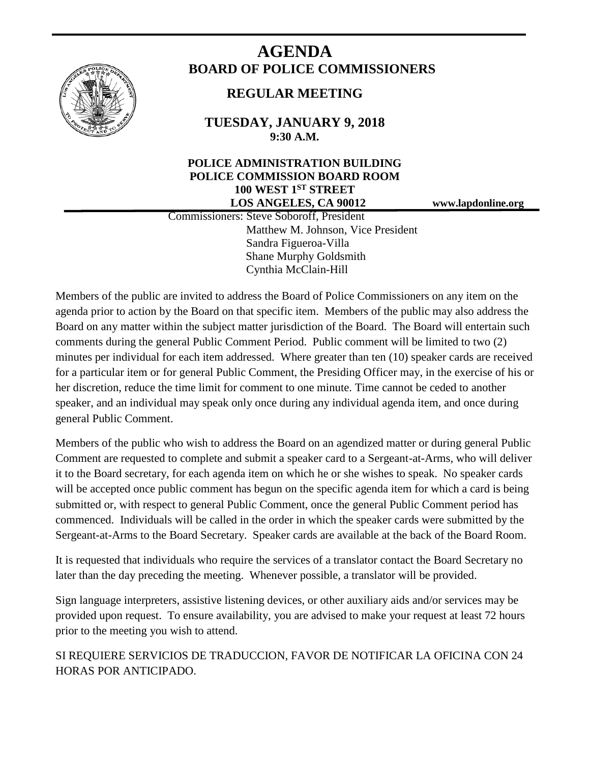# AGENDA

## BOARD OF POLICE COMMISSIONERS

### REGULAR MEETING

**TUESDAY, JANUARY 9, 2018**
**9:30 A.M.**

**POLICE ADMINISTRATION BUILDING**
**POLICE COMMISSION BOARD ROOM**
**100 WEST 1ST STREET**
**LOS ANGELES, CA 90012**

**www.lapdonline.org**

Commissioners: Steve Soboroff, President
Matthew M. Johnson, Vice President
Sandra Figueroa-Villa
Shane Murphy Goldsmith
Cynthia McClain-Hill

Members of the public are invited to address the Board of Police Commissioners on any item on the agenda prior to action by the Board on that specific item. Members of the public may also address the Board on any matter within the subject matter jurisdiction of the Board. The Board will entertain such comments during the general Public Comment Period. Public comment will be limited to two (2) minutes per individual for each item addressed. Where greater than ten (10) speaker cards are received for a particular item or for general Public Comment, the Presiding Officer may, in the exercise of his or her discretion, reduce the time limit for comment to one minute. Time cannot be ceded to another speaker, and an individual may speak only once during any individual agenda item, and once during general Public Comment.

Members of the public who wish to address the Board on an agendized matter or during general Public Comment are requested to complete and submit a speaker card to a Sergeant-at-Arms, who will deliver it to the Board secretary, for each agenda item on which he or she wishes to speak. No speaker cards will be accepted once public comment has begun on the specific agenda item for which a card is being submitted or, with respect to general Public Comment, once the general Public Comment period has commenced. Individuals will be called in the order in which the speaker cards were submitted by the Sergeant-at-Arms to the Board Secretary. Speaker cards are available at the back of the Board Room.

It is requested that individuals who require the services of a translator contact the Board Secretary no later than the day preceding the meeting. Whenever possible, a translator will be provided.

Sign language interpreters, assistive listening devices, or other auxiliary aids and/or services may be provided upon request. To ensure availability, you are advised to make your request at least 72 hours prior to the meeting you wish to attend.

SI REQUIERE SERVICIOS DE TRADUCCION, FAVOR DE NOTIFICAR LA OFICINA CON 24 HORAS POR ANTICIPADO.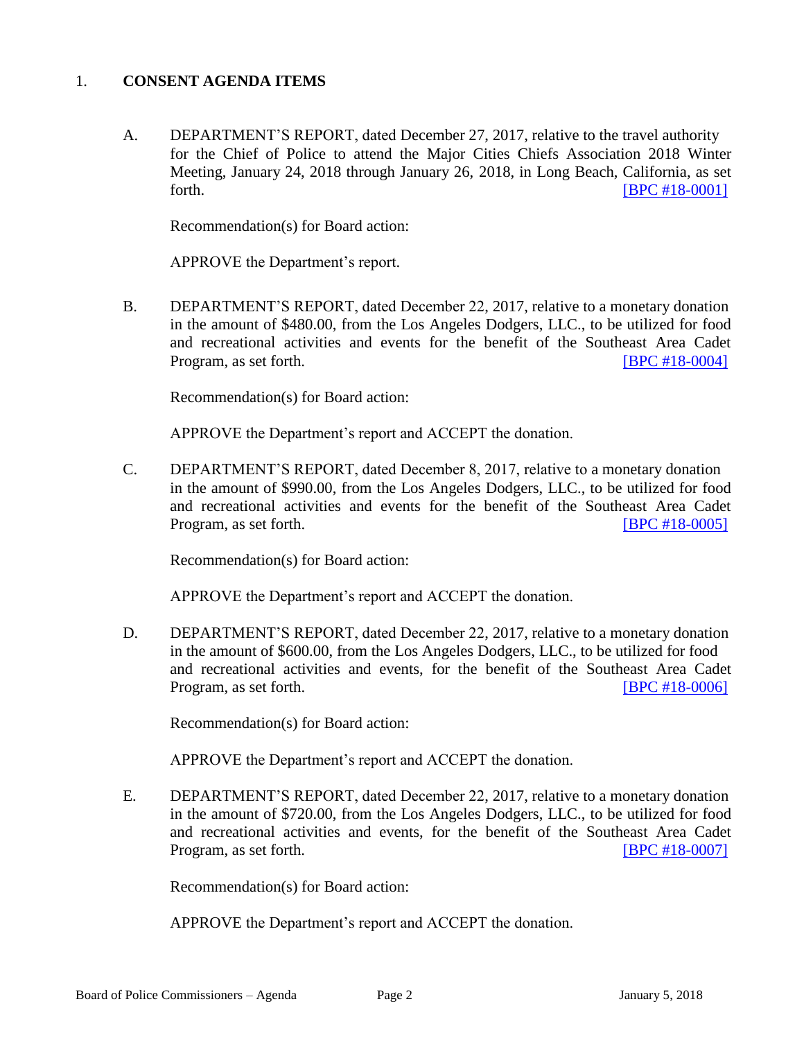1. **CONSENT AGENDA ITEMS**

   A. DEPARTMENT'S REPORT, dated December 27, 2017, relative to the travel authority for the Chief of Police to attend the Major Cities Chiefs Association 2018 Winter Meeting, January 24, 2018 through January 26, 2018, in Long Beach, California, as set forth. [BPC #18-0001]

   Recommendation(s) for Board action:

   APPROVE the Department's report.

   B. DEPARTMENT'S REPORT, dated December 22, 2017, relative to a monetary donation in the amount of $480.00, from the Los Angeles Dodgers, LLC., to be utilized for food and recreational activities and events for the benefit of the Southeast Area Cadet Program, as set forth. [BPC #18-0004]

   Recommendation(s) for Board action:

   APPROVE the Department's report and ACCEPT the donation.

   C. DEPARTMENT'S REPORT, dated December 8, 2017, relative to a monetary donation in the amount of $990.00, from the Los Angeles Dodgers, LLC., to be utilized for food and recreational activities and events for the benefit of the Southeast Area Cadet Program, as set forth. [BPC #18-0005]

   Recommendation(s) for Board action:

   APPROVE the Department's report and ACCEPT the donation.

   D. DEPARTMENT'S REPORT, dated December 22, 2017, relative to a monetary donation in the amount of $600.00, from the Los Angeles Dodgers, LLC., to be utilized for food and recreational activities and events, for the benefit of the Southeast Area Cadet Program, as set forth. [BPC #18-0006]

   Recommendation(s) for Board action:

   APPROVE the Department's report and ACCEPT the donation.

   E. DEPARTMENT'S REPORT, dated December 22, 2017, relative to a monetary donation in the amount of $720.00, from the Los Angeles Dodgers, LLC., to be utilized for food and recreational activities and events, for the benefit of the Southeast Area Cadet Program, as set forth. [BPC #18-0007]

   Recommendation(s) for Board action:

   APPROVE the Department's report and ACCEPT the donation.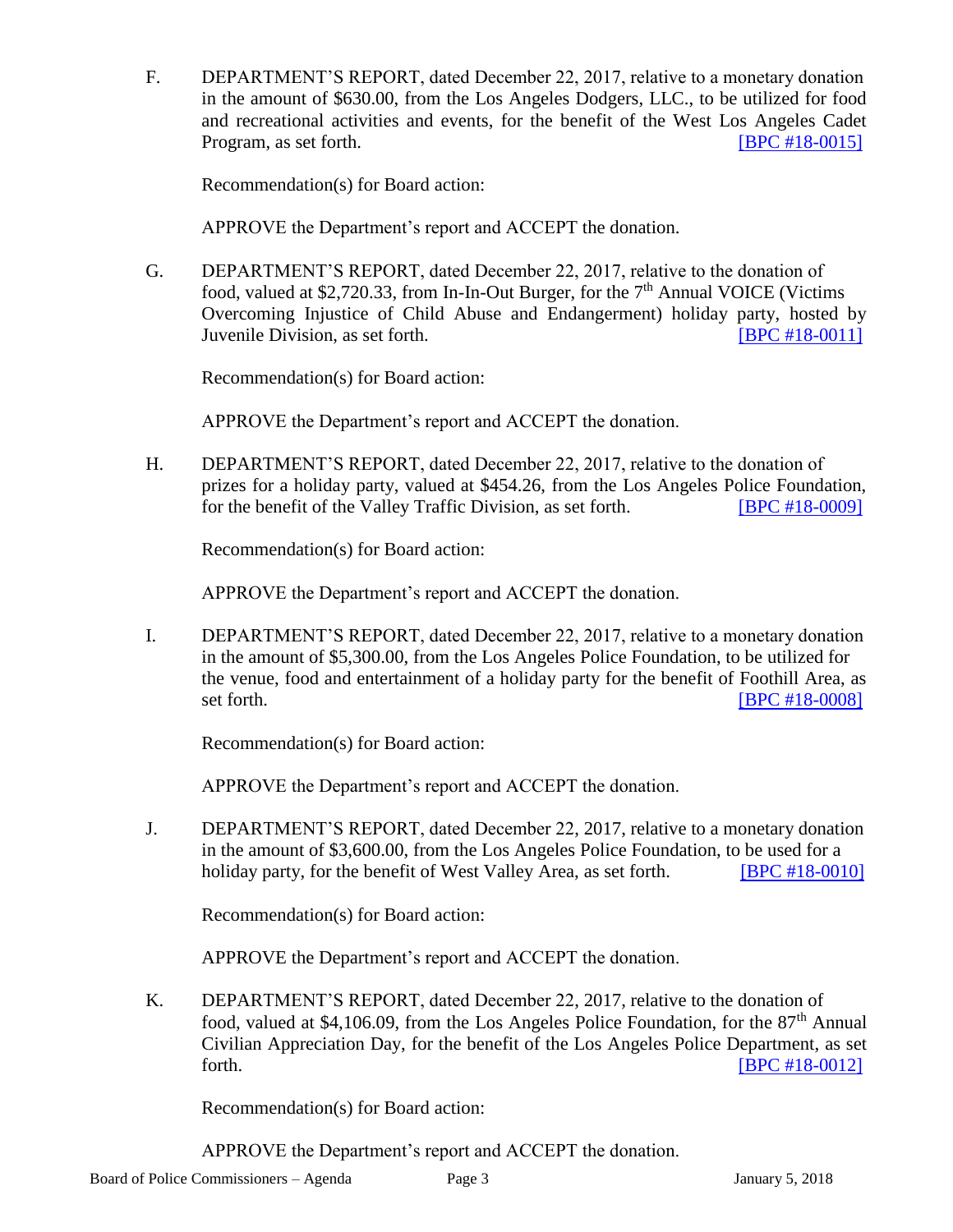F. DEPARTMENT'S REPORT, dated December 22, 2017, relative to a monetary donation in the amount of $630.00, from the Los Angeles Dodgers, LLC., to be utilized for food and recreational activities and events, for the benefit of the West Los Angeles Cadet Program, as set forth. [BPC #18-0015]

Recommendation(s) for Board action:

APPROVE the Department's report and ACCEPT the donation.

G. DEPARTMENT'S REPORT, dated December 22, 2017, relative to the donation of food, valued at $2,720.33, from In-In-Out Burger, for the 7th Annual VOICE (Victims Overcoming Injustice of Child Abuse and Endangerment) holiday party, hosted by Juvenile Division, as set forth. [BPC #18-0011]

Recommendation(s) for Board action:

APPROVE the Department's report and ACCEPT the donation.

H. DEPARTMENT'S REPORT, dated December 22, 2017, relative to the donation of prizes for a holiday party, valued at $454.26, from the Los Angeles Police Foundation, for the benefit of the Valley Traffic Division, as set forth. [BPC #18-0009]

Recommendation(s) for Board action:

APPROVE the Department's report and ACCEPT the donation.

I. DEPARTMENT'S REPORT, dated December 22, 2017, relative to a monetary donation in the amount of $5,300.00, from the Los Angeles Police Foundation, to be utilized for the venue, food and entertainment of a holiday party for the benefit of Foothill Area, as set forth. [BPC #18-0008]

Recommendation(s) for Board action:

APPROVE the Department's report and ACCEPT the donation.

J. DEPARTMENT'S REPORT, dated December 22, 2017, relative to a monetary donation in the amount of $3,600.00, from the Los Angeles Police Foundation, to be used for a holiday party, for the benefit of West Valley Area, as set forth. [BPC #18-0010]

Recommendation(s) for Board action:

APPROVE the Department's report and ACCEPT the donation.

K. DEPARTMENT'S REPORT, dated December 22, 2017, relative to the donation of food, valued at $4,106.09, from the Los Angeles Police Foundation, for the 87th Annual Civilian Appreciation Day, for the benefit of the Los Angeles Police Department, as set forth. [BPC #18-0012]

Recommendation(s) for Board action:

APPROVE the Department's report and ACCEPT the donation.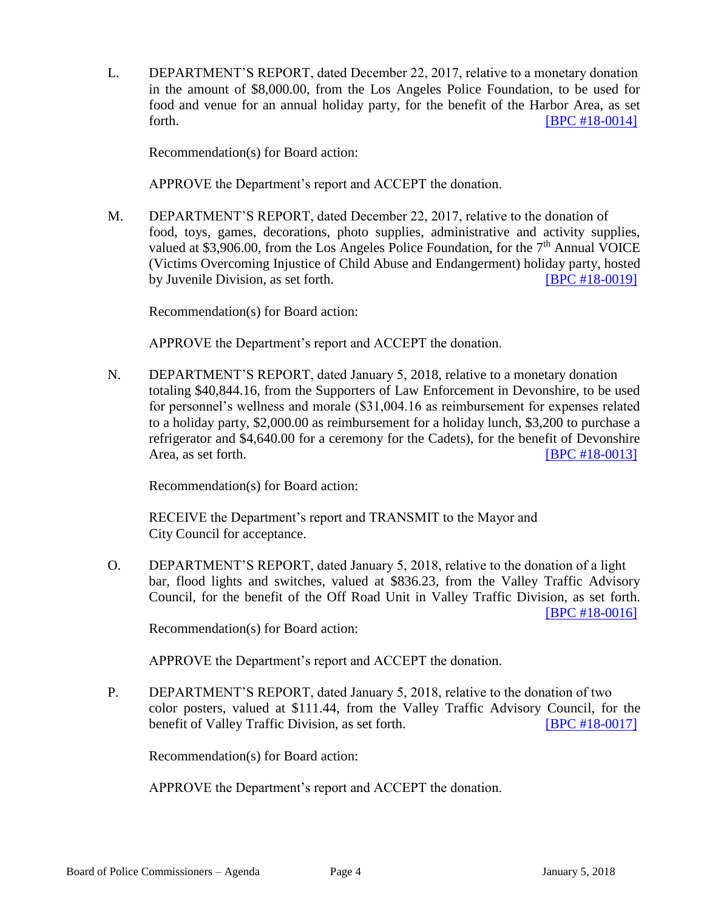L. DEPARTMENT'S REPORT, dated December 22, 2017, relative to a monetary donation in the amount of $8,000.00, from the Los Angeles Police Foundation, to be used for food and venue for an annual holiday party, for the benefit of the Harbor Area, as set forth. [BPC #18-0014]

Recommendation(s) for Board action:

APPROVE the Department's report and ACCEPT the donation.

M. DEPARTMENT'S REPORT, dated December 22, 2017, relative to the donation of food, toys, games, decorations, photo supplies, administrative and activity supplies, valued at $3,906.00, from the Los Angeles Police Foundation, for the 7th Annual VOICE (Victims Overcoming Injustice of Child Abuse and Endangerment) holiday party, hosted by Juvenile Division, as set forth. [BPC #18-0019]

Recommendation(s) for Board action:

APPROVE the Department's report and ACCEPT the donation.

N. DEPARTMENT'S REPORT, dated January 5, 2018, relative to a monetary donation totaling $40,844.16, from the Supporters of Law Enforcement in Devonshire, to be used for personnel's wellness and morale ($31,004.16 as reimbursement for expenses related to a holiday party, $2,000.00 as reimbursement for a holiday lunch, $3,200 to purchase a refrigerator and $4,640.00 for a ceremony for the Cadets), for the benefit of Devonshire Area, as set forth. [BPC #18-0013]

Recommendation(s) for Board action:

RECEIVE the Department's report and TRANSMIT to the Mayor and City Council for acceptance.

O. DEPARTMENT'S REPORT, dated January 5, 2018, relative to the donation of a light bar, flood lights and switches, valued at $836.23, from the Valley Traffic Advisory Council, for the benefit of the Off Road Unit in Valley Traffic Division, as set forth. [BPC #18-0016]

Recommendation(s) for Board action:

APPROVE the Department's report and ACCEPT the donation.

P. DEPARTMENT'S REPORT, dated January 5, 2018, relative to the donation of two color posters, valued at $111.44, from the Valley Traffic Advisory Council, for the benefit of Valley Traffic Division, as set forth. [BPC #18-0017]

Recommendation(s) for Board action:

APPROVE the Department's report and ACCEPT the donation.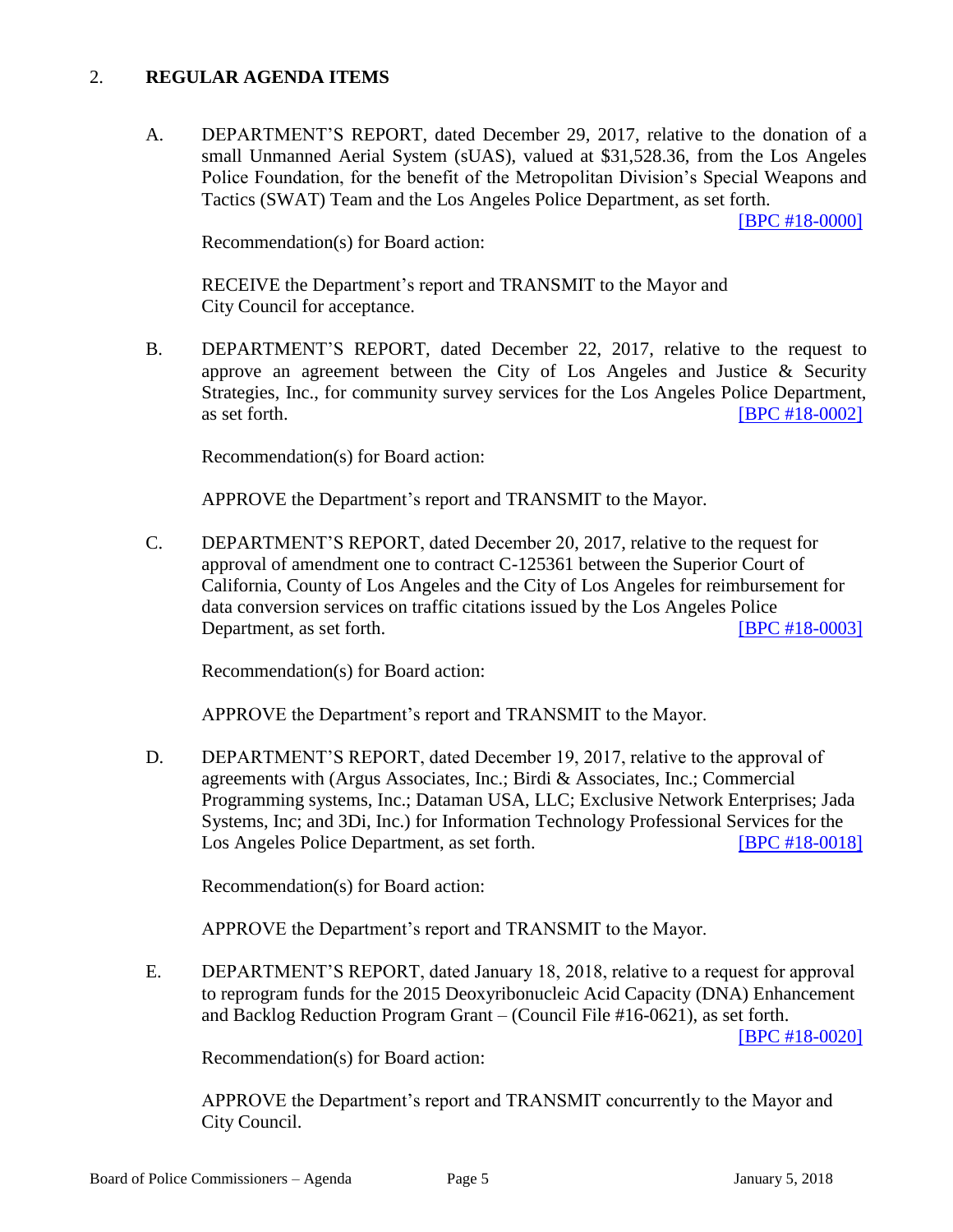## 2. **REGULAR AGENDA ITEMS**

A. DEPARTMENT'S REPORT, dated December 29, 2017, relative to the donation of a small Unmanned Aerial System (sUAS), valued at $31,528.36, from the Los Angeles Police Foundation, for the benefit of the Metropolitan Division's Special Weapons and Tactics (SWAT) Team and the Los Angeles Police Department, as set forth. [BPC #18-0000]

Recommendation(s) for Board action:

RECEIVE the Department's report and TRANSMIT to the Mayor and City Council for acceptance.

B. DEPARTMENT'S REPORT, dated December 22, 2017, relative to the request to approve an agreement between the City of Los Angeles and Justice & Security Strategies, Inc., for community survey services for the Los Angeles Police Department, as set forth. [BPC #18-0002]

Recommendation(s) for Board action:

APPROVE the Department's report and TRANSMIT to the Mayor.

C. DEPARTMENT'S REPORT, dated December 20, 2017, relative to the request for approval of amendment one to contract C-125361 between the Superior Court of California, County of Los Angeles and the City of Los Angeles for reimbursement for data conversion services on traffic citations issued by the Los Angeles Police Department, as set forth. [BPC #18-0003]

Recommendation(s) for Board action:

APPROVE the Department's report and TRANSMIT to the Mayor.

D. DEPARTMENT'S REPORT, dated December 19, 2017, relative to the approval of agreements with (Argus Associates, Inc.; Birdi & Associates, Inc.; Commercial Programming systems, Inc.; Dataman USA, LLC; Exclusive Network Enterprises; Jada Systems, Inc; and 3Di, Inc.) for Information Technology Professional Services for the Los Angeles Police Department, as set forth. [BPC #18-0018]

Recommendation(s) for Board action:

APPROVE the Department's report and TRANSMIT to the Mayor.

E. DEPARTMENT'S REPORT, dated January 18, 2018, relative to a request for approval to reprogram funds for the 2015 Deoxyribonucleic Acid Capacity (DNA) Enhancement and Backlog Reduction Program Grant – (Council File #16-0621), as set forth. [BPC #18-0020]

Recommendation(s) for Board action:

APPROVE the Department's report and TRANSMIT concurrently to the Mayor and City Council.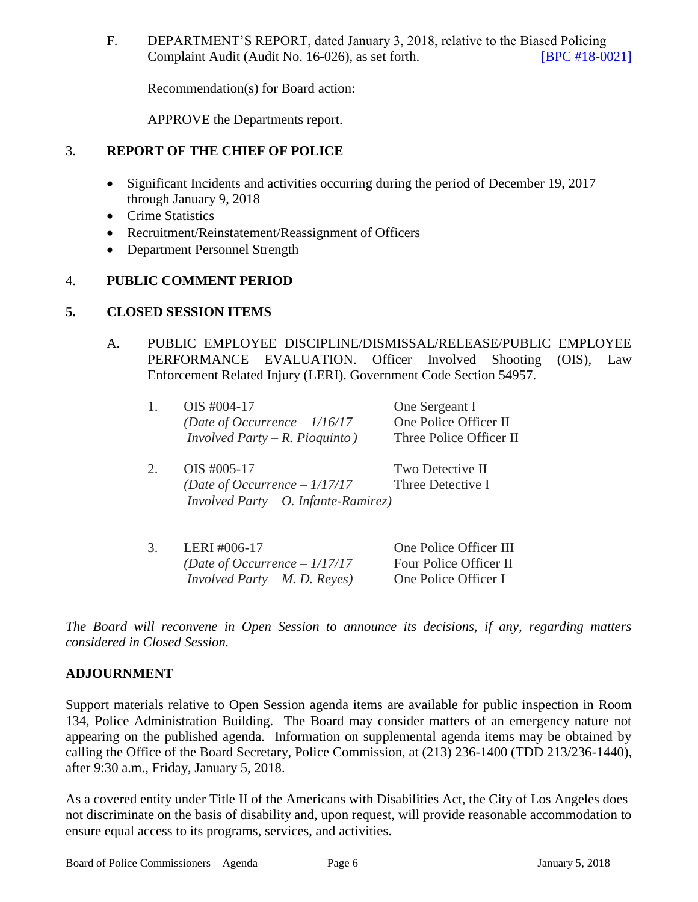F. DEPARTMENT'S REPORT, dated January 3, 2018, relative to the Biased Policing Complaint Audit (Audit No. 16-026), as set forth. [BPC #18-0021]

Recommendation(s) for Board action:

APPROVE the Departments report.

3. **REPORT OF THE CHIEF OF POLICE**

- Significant Incidents and activities occurring during the period of December 19, 2017 through January 9, 2018
- Crime Statistics
- Recruitment/Reinstatement/Reassignment of Officers
- Department Personnel Strength

4. **PUBLIC COMMENT PERIOD**

5. **CLOSED SESSION ITEMS**

A. PUBLIC EMPLOYEE DISCIPLINE/DISMISSAL/RELEASE/PUBLIC EMPLOYEE PERFORMANCE EVALUATION. Officer Involved Shooting (OIS), Law Enforcement Related Injury (LERI). Government Code Section 54957.

| | | |
|---|---|---|
| 1. | OIS #004-17<br>*(Date of Occurrence – 1/16/17*<br>*Involved Party – R. Pioquinto )* | One Sergeant I<br>One Police Officer II<br>Three Police Officer II |
| 2. | OIS #005-17<br>*(Date of Occurrence – 1/17/17*<br>*Involved Party – O. Infante-Ramirez)* | Two Detective II<br>Three Detective I |
| 3. | LERI #006-17<br>*(Date of Occurrence – 1/17/17*<br>*Involved Party – M. D. Reyes)* | One Police Officer III<br>Four Police Officer II<br>One Police Officer I |

*The Board will reconvene in Open Session to announce its decisions, if any, regarding matters considered in Closed Session.*

**ADJOURNMENT**

Support materials relative to Open Session agenda items are available for public inspection in Room 134, Police Administration Building. The Board may consider matters of an emergency nature not appearing on the published agenda. Information on supplemental agenda items may be obtained by calling the Office of the Board Secretary, Police Commission, at (213) 236-1400 (TDD 213/236-1440), after 9:30 a.m., Friday, January 5, 2018.

As a covered entity under Title II of the Americans with Disabilities Act, the City of Los Angeles does not discriminate on the basis of disability and, upon request, will provide reasonable accommodation to ensure equal access to its programs, services, and activities.